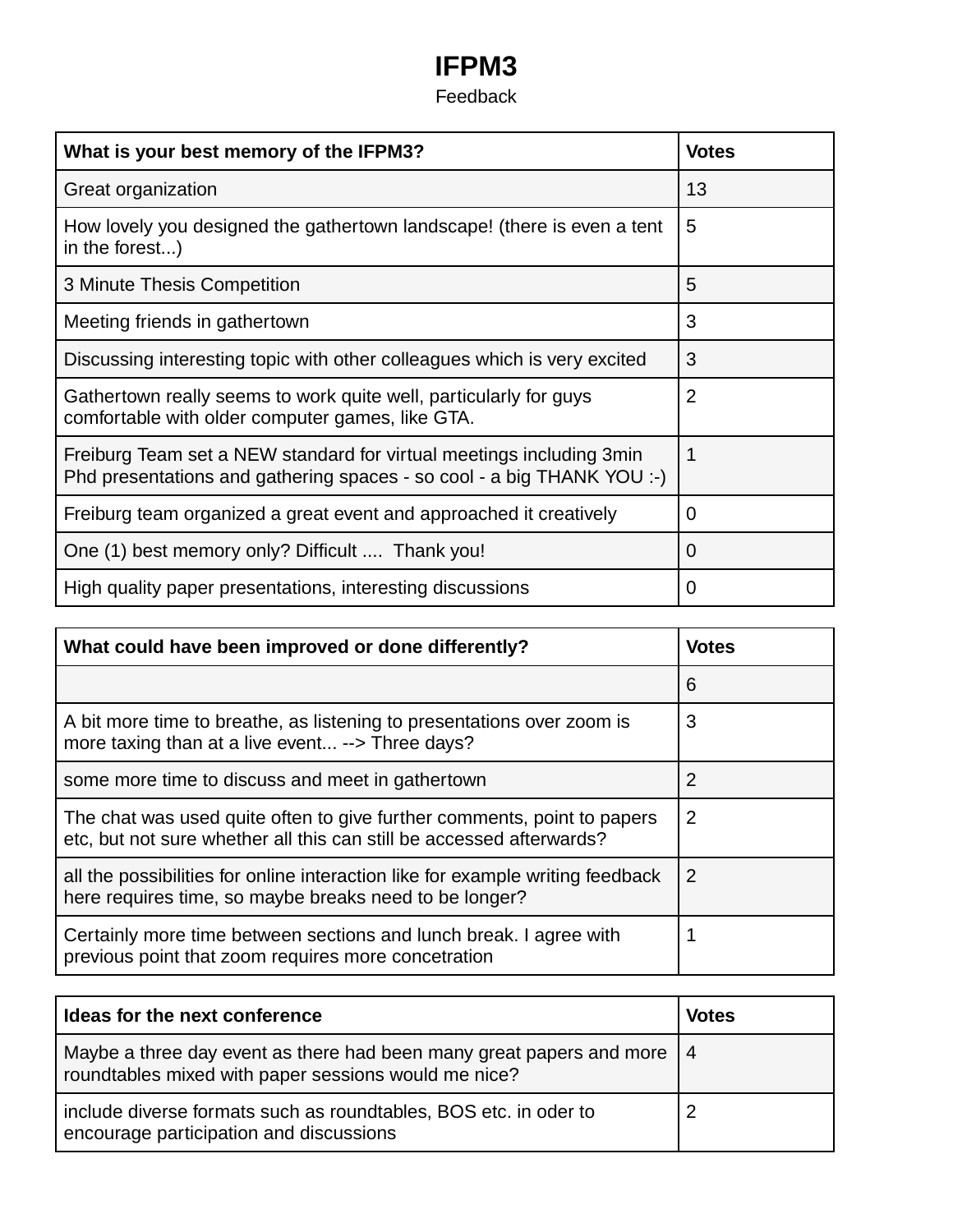# IFPM3

Feedback

| What is your best memory of the IFPM3? | Votes |
|---|---|
| Great organization | 13 |
| How lovely you designed the gathertown landscape! (there is even a tent in the forest...) | 5 |
| 3 Minute Thesis Competition | 5 |
| Meeting friends in gathertown | 3 |
| Discussing interesting topic with other colleagues which is very excited | 3 |
| Gathertown really seems to work quite well, particularly for guys comfortable with older computer games, like GTA. | 2 |
| Freiburg Team set a NEW standard for virtual meetings including 3min Phd presentations and gathering spaces - so cool - a big THANK YOU :-) | 1 |
| Freiburg team organized a great event and approached it creatively | 0 |
| One (1) best memory only? Difficult .... Thank you! | 0 |
| High quality paper presentations, interesting discussions | 0 |

| What could have been improved or done differently? | Votes |
|---|---|
| | 6 |
| A bit more time to breathe, as listening to presentations over zoom is more taxing than at a live event... --> Three days? | 3 |
| some more time to discuss and meet in gathertown | 2 |
| The chat was used quite often to give further comments, point to papers etc, but not sure whether all this can still be accessed afterwards? | 2 |
| all the possibilities for online interaction like for example writing feedback here requires time, so maybe breaks need to be longer? | 2 |
| Certainly more time between sections and lunch break. I agree with previous point that zoom requires more concetration | 1 |

| Ideas for the next conference | Votes |
|---|---|
| Maybe a three day event as there had been many great papers and more roundtables mixed with paper sessions would me nice? | 4 |
| include diverse formats such as roundtables, BOS etc. in oder to encourage participation and discussions | 2 |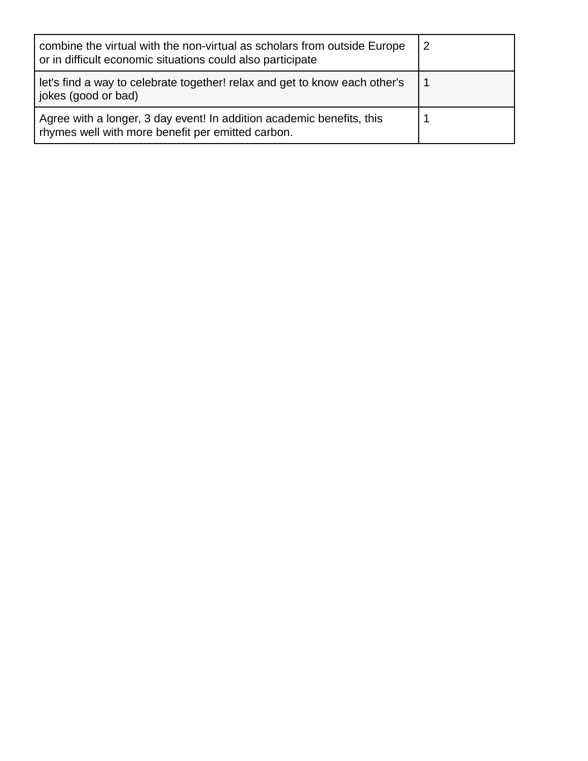| | |
|---|---|
| combine the virtual with the non-virtual as scholars from outside Europe or in difficult economic situations could also participate | 2 |
| let's find a way to celebrate together! relax and get to know each other's jokes (good or bad) | 1 |
| Agree with a longer, 3 day event! In addition academic benefits, this rhymes well with more benefit per emitted carbon. | 1 |